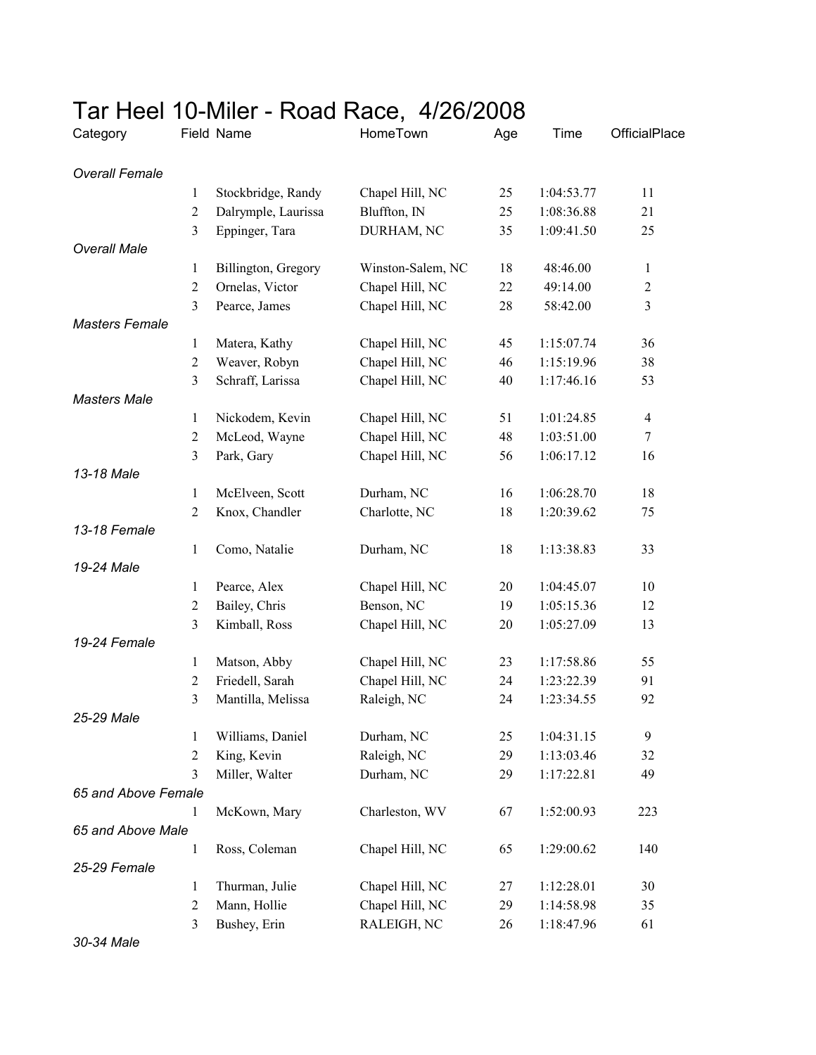# Tar Heel 10-Miler - Road Race, 4/26/2008

| Category | Field | Name | HomeTown | Age | Time | OfficialPlace |
|---|---|---|---|---|---|---|
| *Overall Female* | | | | | | |
| | 1 | Stockbridge, Randy | Chapel Hill, NC | 25 | 1:04:53.77 | 11 |
| | 2 | Dalrymple, Laurissa | Bluffton, IN | 25 | 1:08:36.88 | 21 |
| | 3 | Eppinger, Tara | DURHAM, NC | 35 | 1:09:41.50 | 25 |
| *Overall Male* | | | | | | |
| | 1 | Billington, Gregory | Winston-Salem, NC | 18 | 48:46.00 | 1 |
| | 2 | Ornelas, Victor | Chapel Hill, NC | 22 | 49:14.00 | 2 |
| | 3 | Pearce, James | Chapel Hill, NC | 28 | 58:42.00 | 3 |
| *Masters Female* | | | | | | |
| | 1 | Matera, Kathy | Chapel Hill, NC | 45 | 1:15:07.74 | 36 |
| | 2 | Weaver, Robyn | Chapel Hill, NC | 46 | 1:15:19.96 | 38 |
| | 3 | Schraff, Larissa | Chapel Hill, NC | 40 | 1:17:46.16 | 53 |
| *Masters Male* | | | | | | |
| | 1 | Nickodem, Kevin | Chapel Hill, NC | 51 | 1:01:24.85 | 4 |
| | 2 | McLeod, Wayne | Chapel Hill, NC | 48 | 1:03:51.00 | 7 |
| | 3 | Park, Gary | Chapel Hill, NC | 56 | 1:06:17.12 | 16 |
| *13-18 Male* | | | | | | |
| | 1 | McElveen, Scott | Durham, NC | 16 | 1:06:28.70 | 18 |
| | 2 | Knox, Chandler | Charlotte, NC | 18 | 1:20:39.62 | 75 |
| *13-18 Female* | | | | | | |
| | 1 | Como, Natalie | Durham, NC | 18 | 1:13:38.83 | 33 |
| *19-24 Male* | | | | | | |
| | 1 | Pearce, Alex | Chapel Hill, NC | 20 | 1:04:45.07 | 10 |
| | 2 | Bailey, Chris | Benson, NC | 19 | 1:05:15.36 | 12 |
| | 3 | Kimball, Ross | Chapel Hill, NC | 20 | 1:05:27.09 | 13 |
| *19-24 Female* | | | | | | |
| | 1 | Matson, Abby | Chapel Hill, NC | 23 | 1:17:58.86 | 55 |
| | 2 | Friedell, Sarah | Chapel Hill, NC | 24 | 1:23:22.39 | 91 |
| | 3 | Mantilla, Melissa | Raleigh, NC | 24 | 1:23:34.55 | 92 |
| *25-29 Male* | | | | | | |
| | 1 | Williams, Daniel | Durham, NC | 25 | 1:04:31.15 | 9 |
| | 2 | King, Kevin | Raleigh, NC | 29 | 1:13:03.46 | 32 |
| | 3 | Miller, Walter | Durham, NC | 29 | 1:17:22.81 | 49 |
| *65 and Above Female* | | | | | | |
| | 1 | McKown, Mary | Charleston, WV | 67 | 1:52:00.93 | 223 |
| *65 and Above Male* | | | | | | |
| | 1 | Ross, Coleman | Chapel Hill, NC | 65 | 1:29:00.62 | 140 |
| *25-29 Female* | | | | | | |
| | 1 | Thurman, Julie | Chapel Hill, NC | 27 | 1:12:28.01 | 30 |
| | 2 | Mann, Hollie | Chapel Hill, NC | 29 | 1:14:58.98 | 35 |
| | 3 | Bushey, Erin | RALEIGH, NC | 26 | 1:18:47.96 | 61 |
| *30-34 Male* | | | | | | |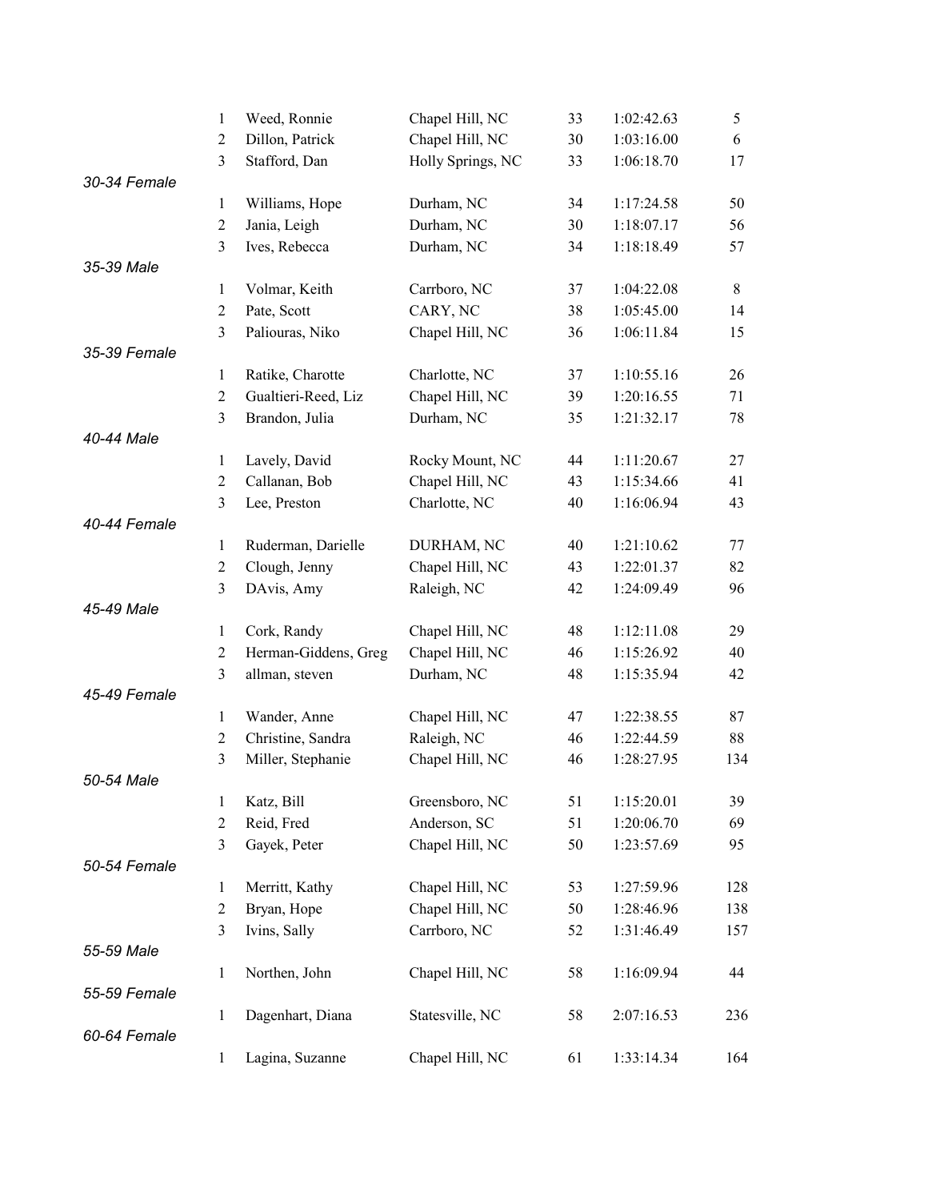| | Place | Name | City | Age | Time | Overall |
|---|---|---|---|---|---|---|
| | 1 | Weed, Ronnie | Chapel Hill, NC | 33 | 1:02:42.63 | 5 |
| | 2 | Dillon, Patrick | Chapel Hill, NC | 30 | 1:03:16.00 | 6 |
| | 3 | Stafford, Dan | Holly Springs, NC | 33 | 1:06:18.70 | 17 |
| *30-34 Female* | | | | | | |
| | 1 | Williams, Hope | Durham, NC | 34 | 1:17:24.58 | 50 |
| | 2 | Jania, Leigh | Durham, NC | 30 | 1:18:07.17 | 56 |
| | 3 | Ives, Rebecca | Durham, NC | 34 | 1:18:18.49 | 57 |
| *35-39 Male* | | | | | | |
| | 1 | Volmar, Keith | Carrboro, NC | 37 | 1:04:22.08 | 8 |
| | 2 | Pate, Scott | CARY, NC | 38 | 1:05:45.00 | 14 |
| | 3 | Paliouras, Niko | Chapel Hill, NC | 36 | 1:06:11.84 | 15 |
| *35-39 Female* | | | | | | |
| | 1 | Ratike, Charotte | Charlotte, NC | 37 | 1:10:55.16 | 26 |
| | 2 | Gualtieri-Reed, Liz | Chapel Hill, NC | 39 | 1:20:16.55 | 71 |
| | 3 | Brandon, Julia | Durham, NC | 35 | 1:21:32.17 | 78 |
| *40-44 Male* | | | | | | |
| | 1 | Lavely, David | Rocky Mount, NC | 44 | 1:11:20.67 | 27 |
| | 2 | Callanan, Bob | Chapel Hill, NC | 43 | 1:15:34.66 | 41 |
| | 3 | Lee, Preston | Charlotte, NC | 40 | 1:16:06.94 | 43 |
| *40-44 Female* | | | | | | |
| | 1 | Ruderman, Darielle | DURHAM, NC | 40 | 1:21:10.62 | 77 |
| | 2 | Clough, Jenny | Chapel Hill, NC | 43 | 1:22:01.37 | 82 |
| | 3 | DAvis, Amy | Raleigh, NC | 42 | 1:24:09.49 | 96 |
| *45-49 Male* | | | | | | |
| | 1 | Cork, Randy | Chapel Hill, NC | 48 | 1:12:11.08 | 29 |
| | 2 | Herman-Giddens, Greg | Chapel Hill, NC | 46 | 1:15:26.92 | 40 |
| | 3 | allman, steven | Durham, NC | 48 | 1:15:35.94 | 42 |
| *45-49 Female* | | | | | | |
| | 1 | Wander, Anne | Chapel Hill, NC | 47 | 1:22:38.55 | 87 |
| | 2 | Christine, Sandra | Raleigh, NC | 46 | 1:22:44.59 | 88 |
| | 3 | Miller, Stephanie | Chapel Hill, NC | 46 | 1:28:27.95 | 134 |
| *50-54 Male* | | | | | | |
| | 1 | Katz, Bill | Greensboro, NC | 51 | 1:15:20.01 | 39 |
| | 2 | Reid, Fred | Anderson, SC | 51 | 1:20:06.70 | 69 |
| | 3 | Gayek, Peter | Chapel Hill, NC | 50 | 1:23:57.69 | 95 |
| *50-54 Female* | | | | | | |
| | 1 | Merritt, Kathy | Chapel Hill, NC | 53 | 1:27:59.96 | 128 |
| | 2 | Bryan, Hope | Chapel Hill, NC | 50 | 1:28:46.96 | 138 |
| | 3 | Ivins, Sally | Carrboro, NC | 52 | 1:31:46.49 | 157 |
| *55-59 Male* | | | | | | |
| | 1 | Northen, John | Chapel Hill, NC | 58 | 1:16:09.94 | 44 |
| *55-59 Female* | | | | | | |
| | 1 | Dagenhart, Diana | Statesville, NC | 58 | 2:07:16.53 | 236 |
| *60-64 Female* | | | | | | |
| | 1 | Lagina, Suzanne | Chapel Hill, NC | 61 | 1:33:14.34 | 164 |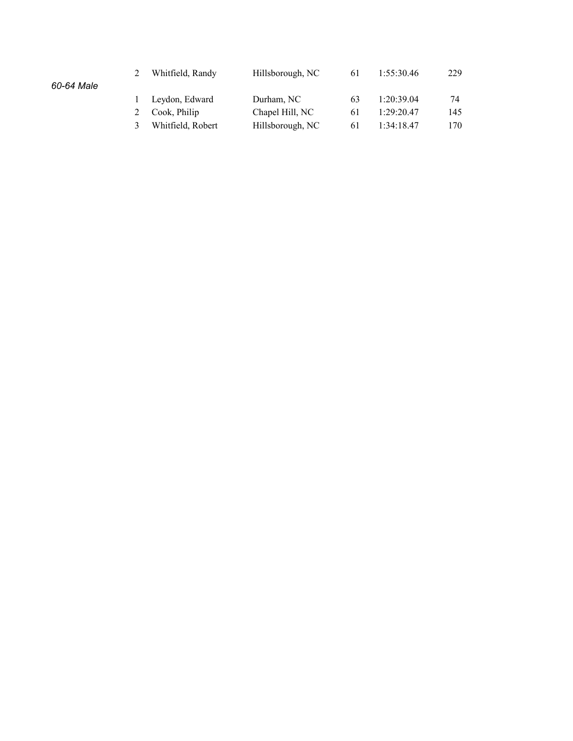| | | | | | | |
|---|---|---|---|---|---|---|
| | 2 | Whitfield, Randy | Hillsborough, NC | 61 | 1:55:30.46 | 229 |
| *60-64 Male* | | | | | | |
| | 1 | Leydon, Edward | Durham, NC | 63 | 1:20:39.04 | 74 |
| | 2 | Cook, Philip | Chapel Hill, NC | 61 | 1:29:20.47 | 145 |
| | 3 | Whitfield, Robert | Hillsborough, NC | 61 | 1:34:18.47 | 170 |